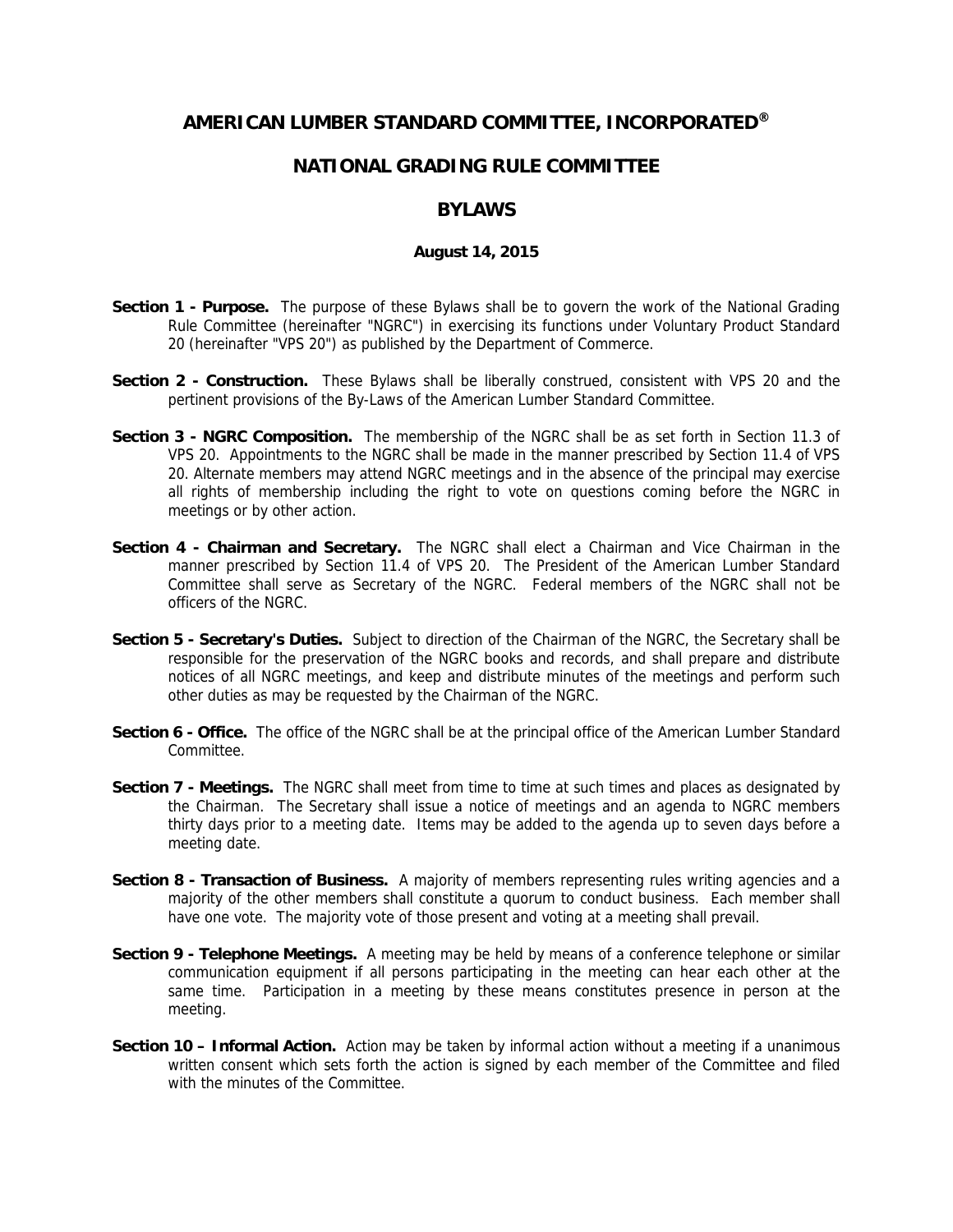# AMERICAN LUMBER STANDARD COMMITTEE, INCORPORATED®

## NATIONAL GRADING RULE COMMITTEE

## BYLAWS

**August 14, 2015**

**Section 1 - Purpose.** The purpose of these Bylaws shall be to govern the work of the National Grading Rule Committee (hereinafter "NGRC") in exercising its functions under Voluntary Product Standard 20 (hereinafter "VPS 20") as published by the Department of Commerce.

**Section 2 - Construction.** These Bylaws shall be liberally construed, consistent with VPS 20 and the pertinent provisions of the By-Laws of the American Lumber Standard Committee.

**Section 3 - NGRC Composition.** The membership of the NGRC shall be as set forth in Section 11.3 of VPS 20. Appointments to the NGRC shall be made in the manner prescribed by Section 11.4 of VPS 20. Alternate members may attend NGRC meetings and in the absence of the principal may exercise all rights of membership including the right to vote on questions coming before the NGRC in meetings or by other action.

**Section 4 - Chairman and Secretary.** The NGRC shall elect a Chairman and Vice Chairman in the manner prescribed by Section 11.4 of VPS 20. The President of the American Lumber Standard Committee shall serve as Secretary of the NGRC. Federal members of the NGRC shall not be officers of the NGRC.

**Section 5 - Secretary's Duties.** Subject to direction of the Chairman of the NGRC, the Secretary shall be responsible for the preservation of the NGRC books and records, and shall prepare and distribute notices of all NGRC meetings, and keep and distribute minutes of the meetings and perform such other duties as may be requested by the Chairman of the NGRC.

**Section 6 - Office.** The office of the NGRC shall be at the principal office of the American Lumber Standard Committee.

**Section 7 - Meetings.** The NGRC shall meet from time to time at such times and places as designated by the Chairman. The Secretary shall issue a notice of meetings and an agenda to NGRC members thirty days prior to a meeting date. Items may be added to the agenda up to seven days before a meeting date.

**Section 8 - Transaction of Business.** A majority of members representing rules writing agencies and a majority of the other members shall constitute a quorum to conduct business. Each member shall have one vote. The majority vote of those present and voting at a meeting shall prevail.

**Section 9 - Telephone Meetings.** A meeting may be held by means of a conference telephone or similar communication equipment if all persons participating in the meeting can hear each other at the same time. Participation in a meeting by these means constitutes presence in person at the meeting.

**Section 10 – Informal Action.** Action may be taken by informal action without a meeting if a unanimous written consent which sets forth the action is signed by each member of the Committee and filed with the minutes of the Committee.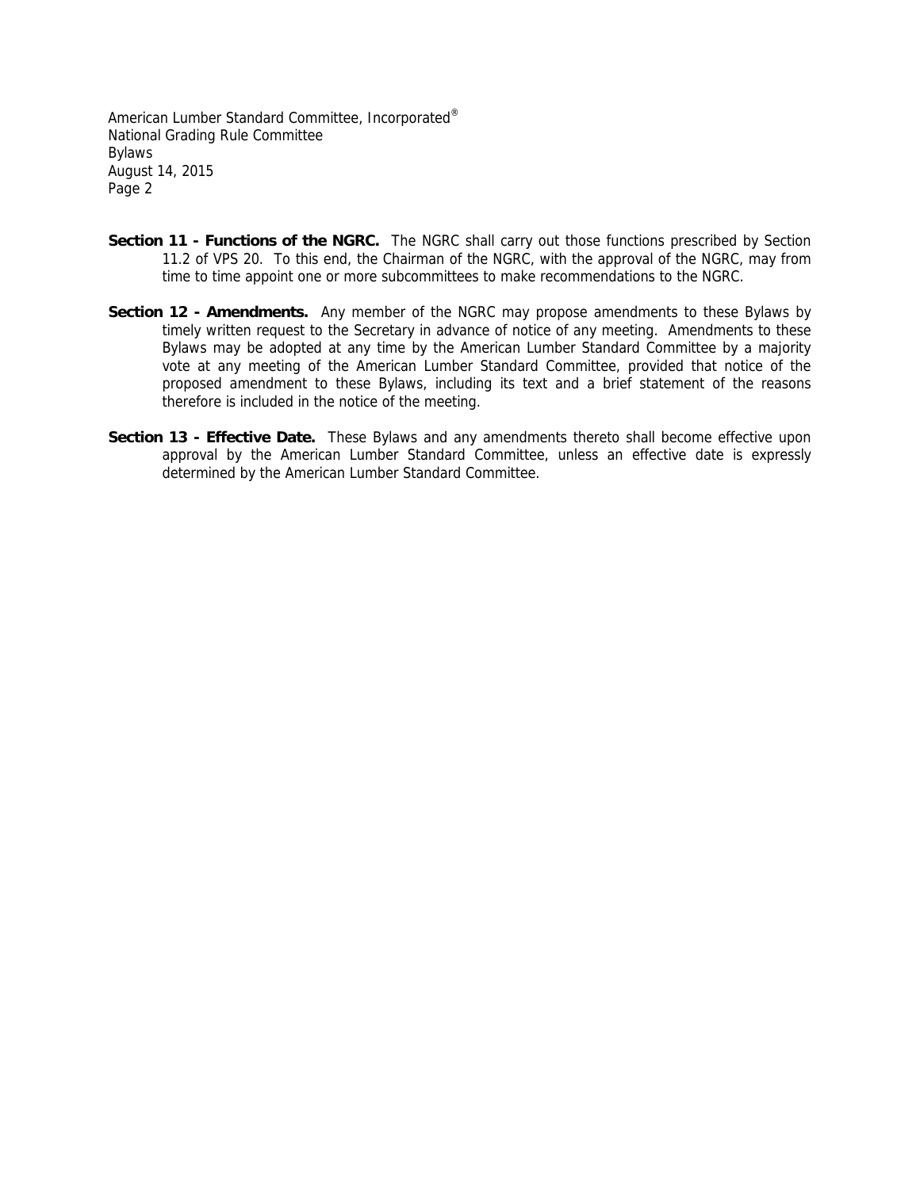**Section 11 - Functions of the NGRC.** The NGRC shall carry out those functions prescribed by Section 11.2 of VPS 20. To this end, the Chairman of the NGRC, with the approval of the NGRC, may from time to time appoint one or more subcommittees to make recommendations to the NGRC.

**Section 12 - Amendments.** Any member of the NGRC may propose amendments to these Bylaws by timely written request to the Secretary in advance of notice of any meeting. Amendments to these Bylaws may be adopted at any time by the American Lumber Standard Committee by a majority vote at any meeting of the American Lumber Standard Committee, provided that notice of the proposed amendment to these Bylaws, including its text and a brief statement of the reasons therefore is included in the notice of the meeting.

**Section 13 - Effective Date.** These Bylaws and any amendments thereto shall become effective upon approval by the American Lumber Standard Committee, unless an effective date is expressly determined by the American Lumber Standard Committee.